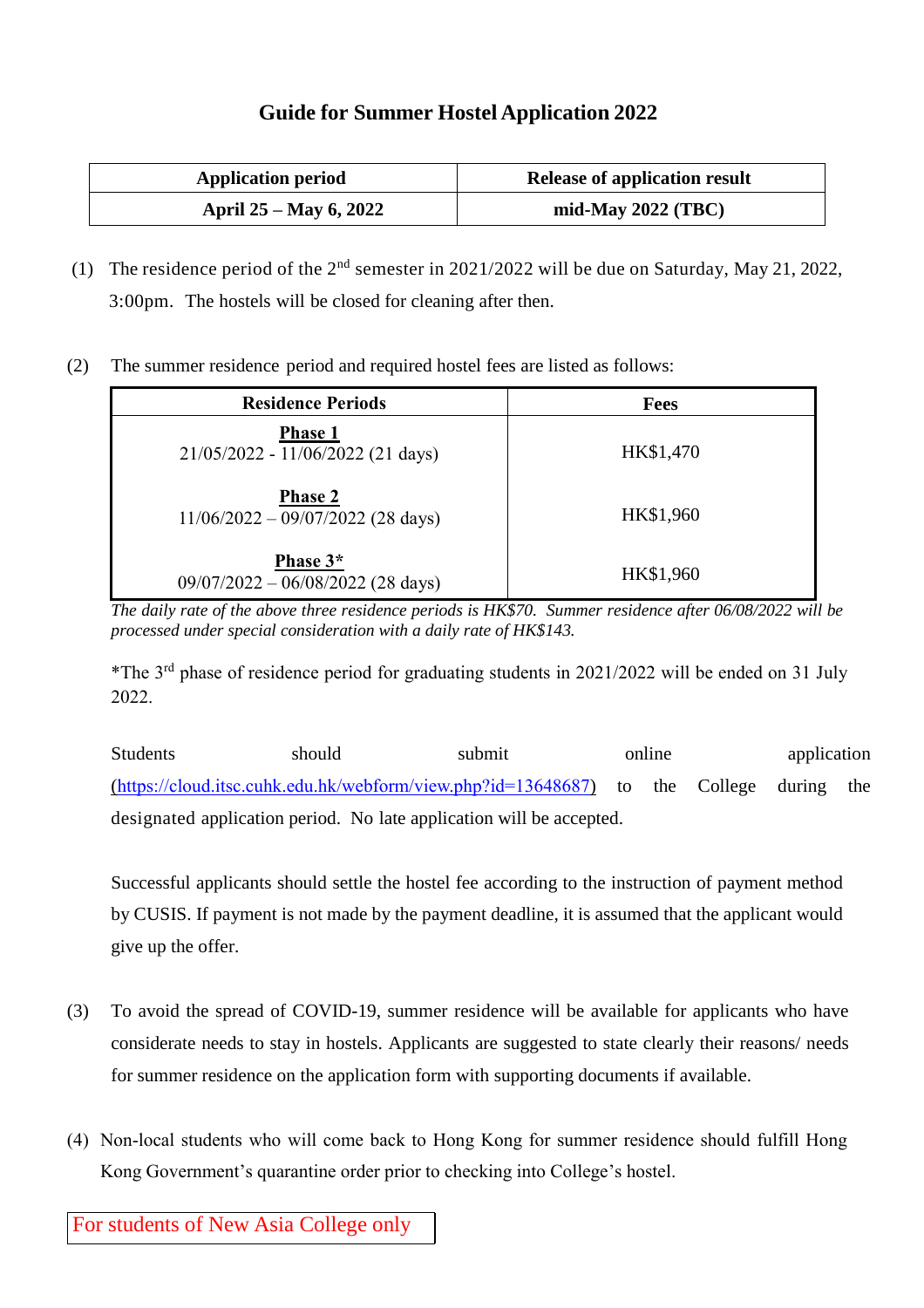# Guide for Summer Hostel Application 2022

| Application period | Release of application result |
|---|---|
| **April 25 – May 6, 2022** | **mid-May 2022 (TBC)** |

(1) The residence period of the 2nd semester in 2021/2022 will be due on Saturday, May 21, 2022, 3:00pm. The hostels will be closed for cleaning after then.

(2) The summer residence period and required hostel fees are listed as follows:

| Residence Periods | Fees |
|---|---|
| **Phase 1**<br>21/05/2022 - 11/06/2022 (21 days) | HK$1,470 |
| **Phase 2**<br>11/06/2022 – 09/07/2022 (28 days) | HK$1,960 |
| **Phase 3***<br>09/07/2022 – 06/08/2022 (28 days) | HK$1,960 |

*The daily rate of the above three residence periods is HK$70. Summer residence after 06/08/2022 will be processed under special consideration with a daily rate of HK$143.*

*The 3rd phase of residence period for graduating students in 2021/2022 will be ended on 31 July 2022.

Students should submit online application (https://cloud.itsc.cuhk.edu.hk/webform/view.php?id=13648687) to the College during the designated application period. No late application will be accepted.

Successful applicants should settle the hostel fee according to the instruction of payment method by CUSIS. If payment is not made by the payment deadline, it is assumed that the applicant would give up the offer.

(3) To avoid the spread of COVID-19, summer residence will be available for applicants who have considerate needs to stay in hostels. Applicants are suggested to state clearly their reasons/ needs for summer residence on the application form with supporting documents if available.

(4) Non-local students who will come back to Hong Kong for summer residence should fulfill Hong Kong Government's quarantine order prior to checking into College's hostel.

For students of New Asia College only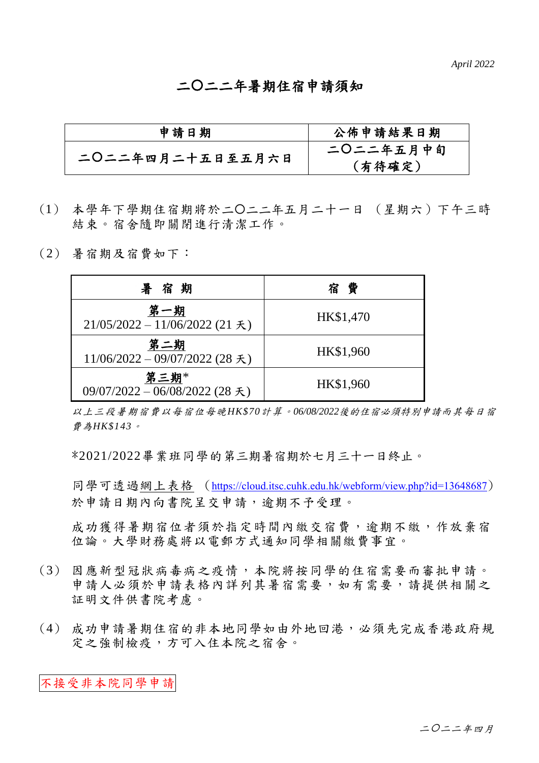*April 2022*

# 二〇二二年暑期住宿申請須知

| 申請日期 | 公佈申請結果日期 |
| --- | --- |
| 二〇二二年四月二十五日至五月六日 | 二〇二二年五月中旬（有待確定） |

（1） 本學年下學期住宿期將於二〇二二年五月二十一日（星期六）下午三時結束。宿舍隨即關閉進行清潔工作。

（2） 暑宿期及宿費如下：

| 暑 宿 期 | 宿 費 |
| --- | --- |
| **第一期** 21/05/2022 – 11/06/2022 (21 天) | HK$1,470 |
| **第二期** 11/06/2022 – 09/07/2022 (28 天) | HK$1,960 |
| **第三期*** 09/07/2022 – 06/08/2022 (28 天) | HK$1,960 |

*以上三段暑期宿費以每宿位每晚HK$70計算。06/08/2022後的住宿必須特別申請而其每日宿費為HK$143。*

*2021/2022畢業班同學的第三期暑宿期於七月三十一日終止。

同學可透過網上表格（https://cloud.itsc.cuhk.edu.hk/webform/view.php?id=13648687）於申請日期內向書院呈交申請，逾期不予受理。

成功獲得暑期宿位者須於指定時間內繳交宿費，逾期不繳，作放棄宿位論。大學財務處將以電郵方式通知同學相關繳費事宜。

（3） 因應新型冠狀病毒病之疫情，本院將按同學的住宿需要而審批申請。申請人必須於申請表格內詳列其暑宿需要，如有需要，請提供相關之証明文件供書院考慮。

（4） 成功申請暑期住宿的非本地同學如由外地回港，必須先完成香港政府規定之強制檢疫，方可入住本院之宿舍。

不接受非本院同學申請

*二〇二二年四月*